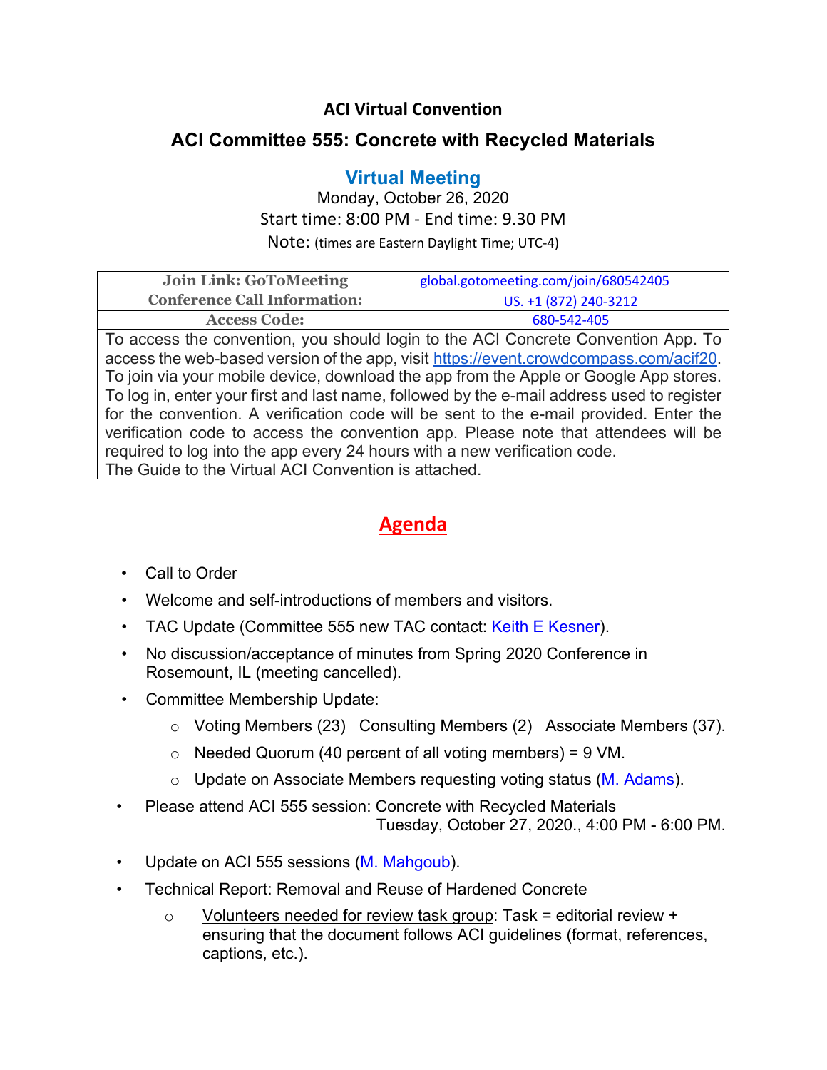# ACI Virtual Convention

## ACI Committee 555: Concrete with Recycled Materials

### Virtual Meeting

Monday, October 26, 2020

Start time: 8:00 PM - End time: 9.30 PM

Note: (times are Eastern Daylight Time; UTC-4)

| Join Link: GoToMeeting | global.gotomeeting.com/join/680542405 |
|---|---|
| Conference Call Information: | US. +1 (872) 240-3212 |
| Access Code: | 680-542-405 |

To access the convention, you should login to the ACI Concrete Convention App. To access the web-based version of the app, visit https://event.crowdcompass.com/acif20. To join via your mobile device, download the app from the Apple or Google App stores. To log in, enter your first and last name, followed by the e-mail address used to register for the convention. A verification code will be sent to the e-mail provided. Enter the verification code to access the convention app. Please note that attendees will be required to log into the app every 24 hours with a new verification code.
The Guide to the Virtual ACI Convention is attached.

## Agenda

- Call to Order
- Welcome and self-introductions of members and visitors.
- TAC Update (Committee 555 new TAC contact: Keith E Kesner).
- No discussion/acceptance of minutes from Spring 2020 Conference in Rosemount, IL (meeting cancelled).
- Committee Membership Update:
  - Voting Members (23) Consulting Members (2) Associate Members (37).
  - Needed Quorum (40 percent of all voting members) = 9 VM.
  - Update on Associate Members requesting voting status (M. Adams).
- Please attend ACI 555 session: Concrete with Recycled Materials
  Tuesday, October 27, 2020., 4:00 PM - 6:00 PM.
- Update on ACI 555 sessions (M. Mahgoub).
- Technical Report: Removal and Reuse of Hardened Concrete
  - Volunteers needed for review task group: Task = editorial review + ensuring that the document follows ACI guidelines (format, references, captions, etc.).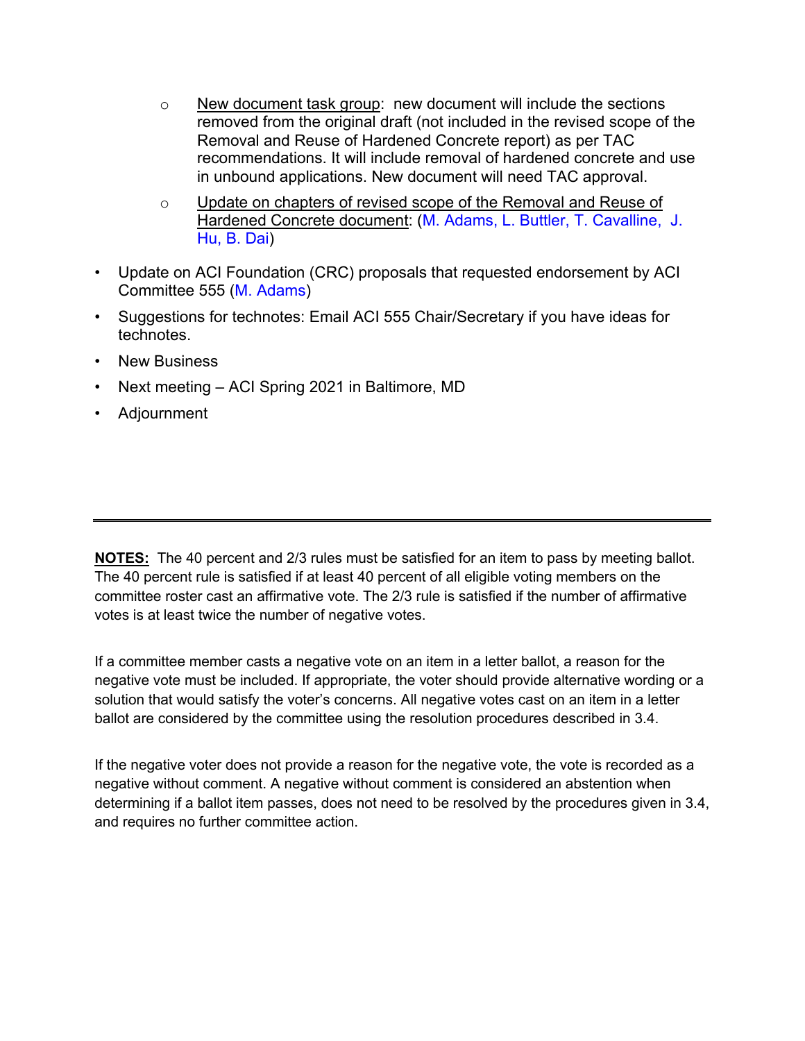- New document task group: new document will include the sections removed from the original draft (not included in the revised scope of the Removal and Reuse of Hardened Concrete report) as per TAC recommendations. It will include removal of hardened concrete and use in unbound applications. New document will need TAC approval.
    - Update on chapters of revised scope of the Removal and Reuse of Hardened Concrete document: (M. Adams, L. Buttler, T. Cavalline, J. Hu, B. Dai)
- Update on ACI Foundation (CRC) proposals that requested endorsement by ACI Committee 555 (M. Adams)
- Suggestions for technotes: Email ACI 555 Chair/Secretary if you have ideas for technotes.
- New Business
- Next meeting – ACI Spring 2021 in Baltimore, MD
- Adjournment

---

**NOTES:** The 40 percent and 2/3 rules must be satisfied for an item to pass by meeting ballot. The 40 percent rule is satisfied if at least 40 percent of all eligible voting members on the committee roster cast an affirmative vote. The 2/3 rule is satisfied if the number of affirmative votes is at least twice the number of negative votes.

If a committee member casts a negative vote on an item in a letter ballot, a reason for the negative vote must be included. If appropriate, the voter should provide alternative wording or a solution that would satisfy the voter's concerns. All negative votes cast on an item in a letter ballot are considered by the committee using the resolution procedures described in 3.4.

If the negative voter does not provide a reason for the negative vote, the vote is recorded as a negative without comment. A negative without comment is considered an abstention when determining if a ballot item passes, does not need to be resolved by the procedures given in 3.4, and requires no further committee action.